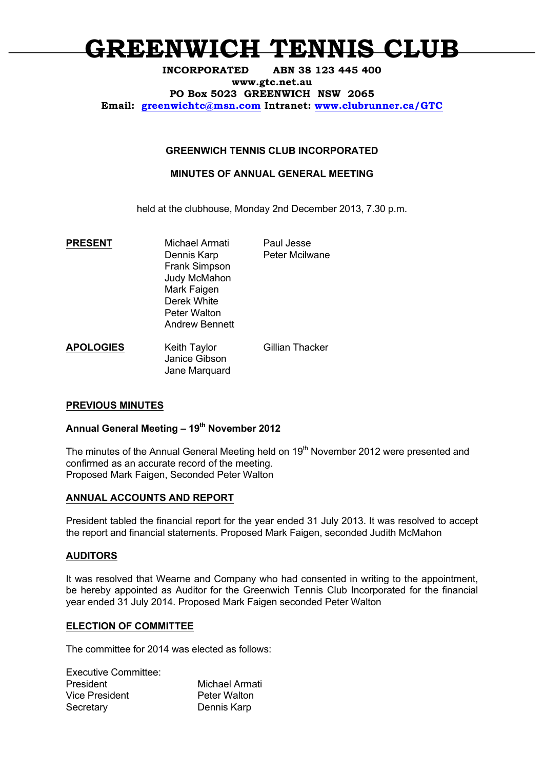# GREENWICH TENNIS CLUB

**INCORPORATED ABN 38 123 445 400**
**www.gtc.net.au**
**PO Box 5023 GREENWICH NSW 2065**
**Email: greenwichtc@msn.com Intranet: www.clubrunner.ca/GTC**

## GREENWICH TENNIS CLUB INCORPORATED

## MINUTES OF ANNUAL GENERAL MEETING

held at the clubhouse, Monday 2nd December 2013, 7.30 p.m.

**PRESENT**

Michael Armati
Dennis Karp
Frank Simpson
Judy McMahon
Mark Faigen
Derek White
Peter Walton
Andrew Bennett
Paul Jesse
Peter Mcilwane

**APOLOGIES**

Keith Taylor
Janice Gibson
Jane Marquard
Gillian Thacker

### PREVIOUS MINUTES

**Annual General Meeting – 19th November 2012**

The minutes of the Annual General Meeting held on 19th November 2012 were presented and confirmed as an accurate record of the meeting.
Proposed Mark Faigen, Seconded Peter Walton

### ANNUAL ACCOUNTS AND REPORT

President tabled the financial report for the year ended 31 July 2013. It was resolved to accept the report and financial statements. Proposed Mark Faigen, seconded Judith McMahon

### AUDITORS

It was resolved that Wearne and Company who had consented in writing to the appointment, be hereby appointed as Auditor for the Greenwich Tennis Club Incorporated for the financial year ended 31 July 2014. Proposed Mark Faigen seconded Peter Walton

### ELECTION OF COMMITTEE

The committee for 2014 was elected as follows:

Executive Committee:

| | |
|---|---|
| President | Michael Armati |
| Vice President | Peter Walton |
| Secretary | Dennis Karp |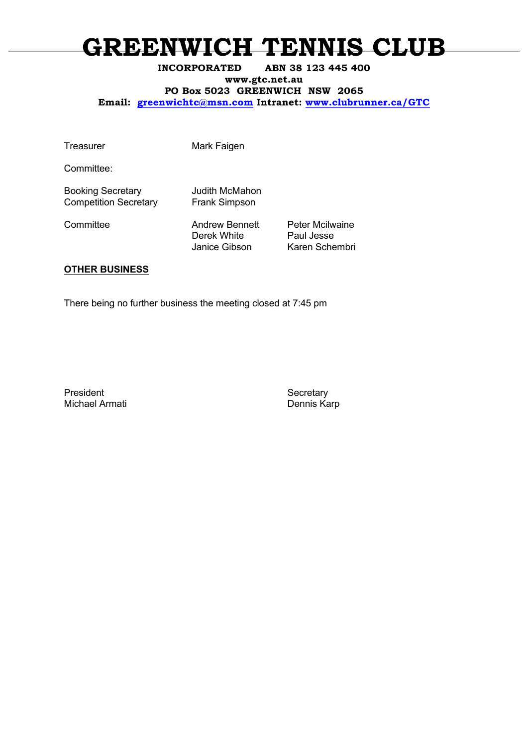# GREENWICH TENNIS CLUB

**INCORPORATED ABN 38 123 445 400**
**www.gtc.net.au**
**PO Box 5023 GREENWICH NSW 2065**
**Email: greenwichtc@msn.com Intranet: www.clubrunner.ca/GTC**

| | | |
|---|---|---|
| Treasurer | Mark Faigen | |
| Committee: | | |
| Booking Secretary | Judith McMahon | |
| Competition Secretary | Frank Simpson | |
| Committee | Andrew Bennett | Peter Mcilwaine |
| | Derek White | Paul Jesse |
| | Janice Gibson | Karen Schembri |

**OTHER BUSINESS**

There being no further business the meeting closed at 7:45 pm

President
Michael Armati

Secretary
Dennis Karp